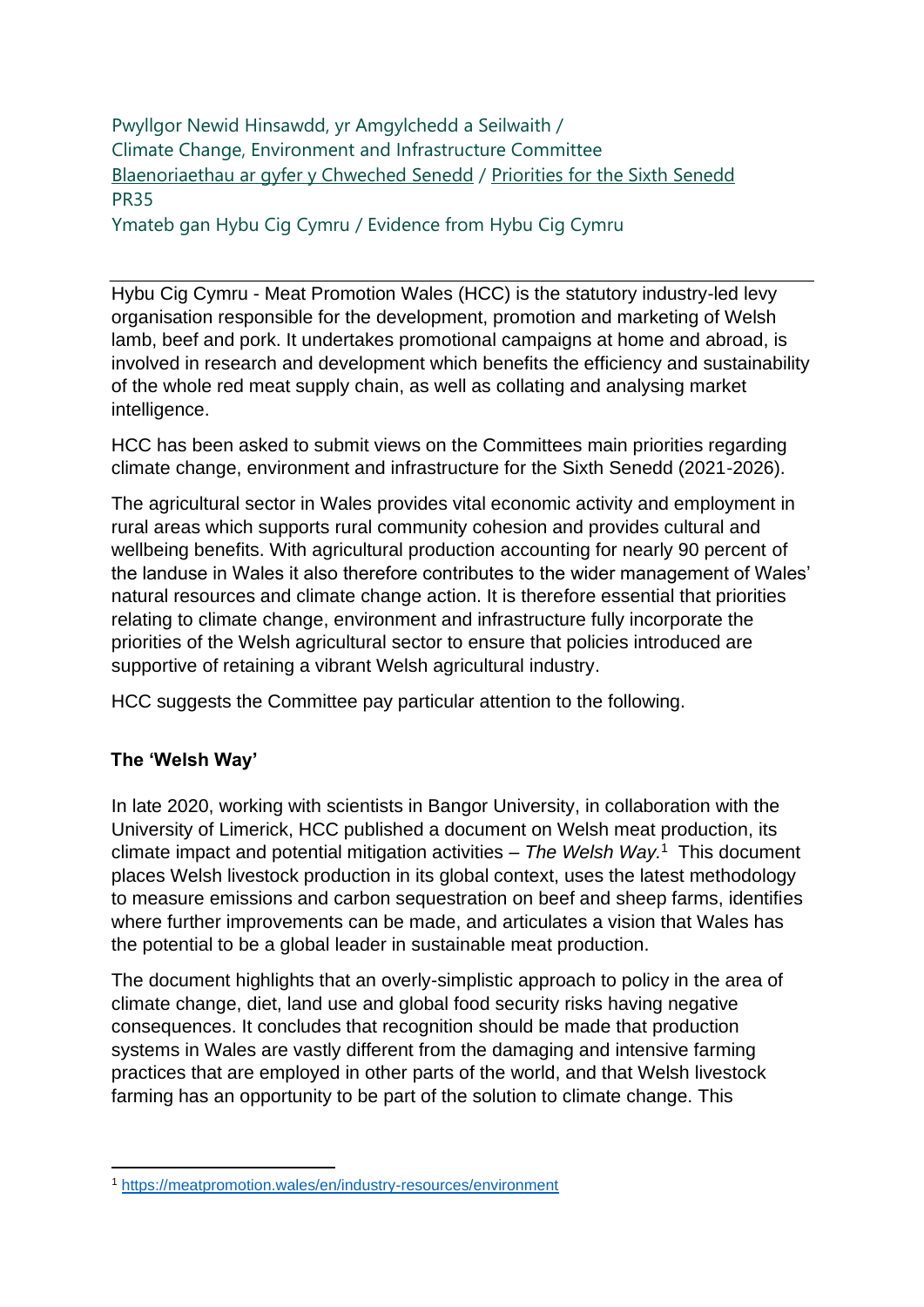Pwyllgor Newid Hinsawdd, yr Amgylchedd a Seilwaith /
Climate Change, Environment and Infrastructure Committee
Blaenoriaethau ar gyfer y Chweched Senedd / Priorities for the Sixth Senedd
PR35
Ymateb gan Hybu Cig Cymru / Evidence from Hybu Cig Cymru

---

Hybu Cig Cymru - Meat Promotion Wales (HCC) is the statutory industry-led levy organisation responsible for the development, promotion and marketing of Welsh lamb, beef and pork. It undertakes promotional campaigns at home and abroad, is involved in research and development which benefits the efficiency and sustainability of the whole red meat supply chain, as well as collating and analysing market intelligence.

HCC has been asked to submit views on the Committees main priorities regarding climate change, environment and infrastructure for the Sixth Senedd (2021-2026).

The agricultural sector in Wales provides vital economic activity and employment in rural areas which supports rural community cohesion and provides cultural and wellbeing benefits. With agricultural production accounting for nearly 90 percent of the landuse in Wales it also therefore contributes to the wider management of Wales' natural resources and climate change action. It is therefore essential that priorities relating to climate change, environment and infrastructure fully incorporate the priorities of the Welsh agricultural sector to ensure that policies introduced are supportive of retaining a vibrant Welsh agricultural industry.

HCC suggests the Committee pay particular attention to the following.

**The 'Welsh Way'**

In late 2020, working with scientists in Bangor University, in collaboration with the University of Limerick, HCC published a document on Welsh meat production, its climate impact and potential mitigation activities – *The Welsh Way.*[1] This document places Welsh livestock production in its global context, uses the latest methodology to measure emissions and carbon sequestration on beef and sheep farms, identifies where further improvements can be made, and articulates a vision that Wales has the potential to be a global leader in sustainable meat production.

The document highlights that an overly-simplistic approach to policy in the area of climate change, diet, land use and global food security risks having negative consequences. It concludes that recognition should be made that production systems in Wales are vastly different from the damaging and intensive farming practices that are employed in other parts of the world, and that Welsh livestock farming has an opportunity to be part of the solution to climate change. This

---

[1] https://meatpromotion.wales/en/industry-resources/environment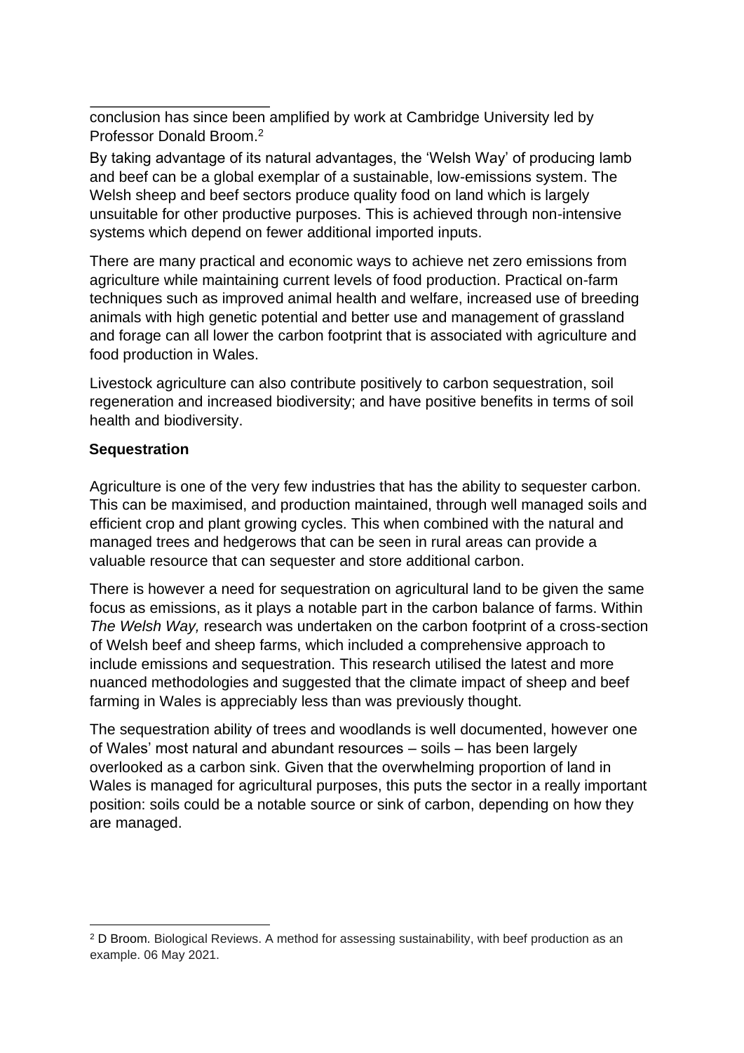conclusion has since been amplified by work at Cambridge University led by Professor Donald Broom.[2]

By taking advantage of its natural advantages, the 'Welsh Way' of producing lamb and beef can be a global exemplar of a sustainable, low-emissions system. The Welsh sheep and beef sectors produce quality food on land which is largely unsuitable for other productive purposes. This is achieved through non-intensive systems which depend on fewer additional imported inputs.

There are many practical and economic ways to achieve net zero emissions from agriculture while maintaining current levels of food production. Practical on-farm techniques such as improved animal health and welfare, increased use of breeding animals with high genetic potential and better use and management of grassland and forage can all lower the carbon footprint that is associated with agriculture and food production in Wales.

Livestock agriculture can also contribute positively to carbon sequestration, soil regeneration and increased biodiversity; and have positive benefits in terms of soil health and biodiversity.

**Sequestration**

Agriculture is one of the very few industries that has the ability to sequester carbon. This can be maximised, and production maintained, through well managed soils and efficient crop and plant growing cycles. This when combined with the natural and managed trees and hedgerows that can be seen in rural areas can provide a valuable resource that can sequester and store additional carbon.

There is however a need for sequestration on agricultural land to be given the same focus as emissions, as it plays a notable part in the carbon balance of farms. Within *The Welsh Way,* research was undertaken on the carbon footprint of a cross-section of Welsh beef and sheep farms, which included a comprehensive approach to include emissions and sequestration. This research utilised the latest and more nuanced methodologies and suggested that the climate impact of sheep and beef farming in Wales is appreciably less than was previously thought.

The sequestration ability of trees and woodlands is well documented, however one of Wales' most natural and abundant resources – soils – has been largely overlooked as a carbon sink. Given that the overwhelming proportion of land in Wales is managed for agricultural purposes, this puts the sector in a really important position: soils could be a notable source or sink of carbon, depending on how they are managed.

[2] D Broom. Biological Reviews. A method for assessing sustainability, with beef production as an example. 06 May 2021.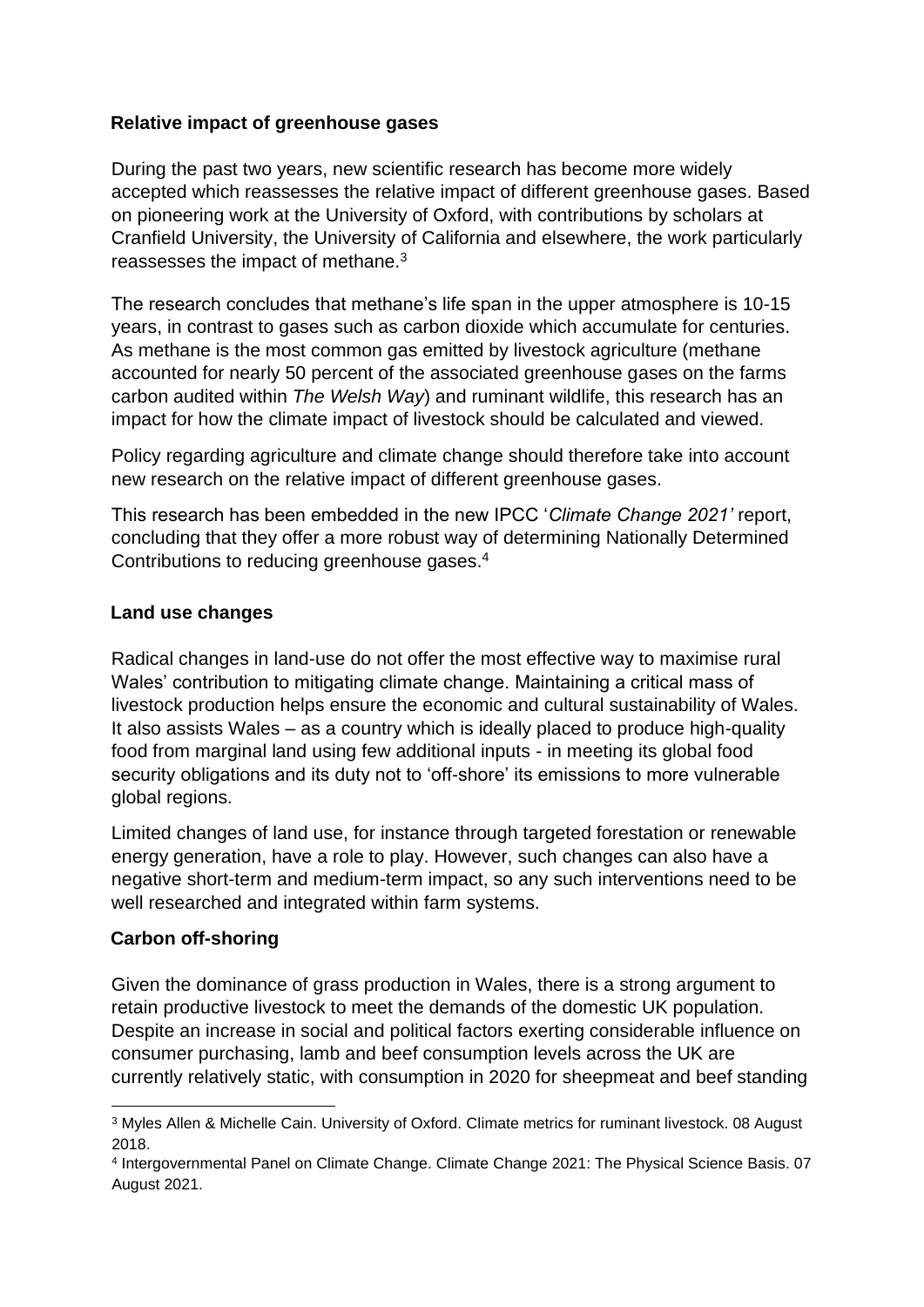### Relative impact of greenhouse gases

During the past two years, new scientific research has become more widely accepted which reassesses the relative impact of different greenhouse gases. Based on pioneering work at the University of Oxford, with contributions by scholars at Cranfield University, the University of California and elsewhere, the work particularly reassesses the impact of methane.[3]

The research concludes that methane's life span in the upper atmosphere is 10-15 years, in contrast to gases such as carbon dioxide which accumulate for centuries. As methane is the most common gas emitted by livestock agriculture (methane accounted for nearly 50 percent of the associated greenhouse gases on the farms carbon audited within *The Welsh Way*) and ruminant wildlife, this research has an impact for how the climate impact of livestock should be calculated and viewed.

Policy regarding agriculture and climate change should therefore take into account new research on the relative impact of different greenhouse gases.

This research has been embedded in the new IPCC '*Climate Change 2021'* report, concluding that they offer a more robust way of determining Nationally Determined Contributions to reducing greenhouse gases.[4]

### Land use changes

Radical changes in land-use do not offer the most effective way to maximise rural Wales' contribution to mitigating climate change. Maintaining a critical mass of livestock production helps ensure the economic and cultural sustainability of Wales. It also assists Wales – as a country which is ideally placed to produce high-quality food from marginal land using few additional inputs - in meeting its global food security obligations and its duty not to 'off-shore' its emissions to more vulnerable global regions.

Limited changes of land use, for instance through targeted forestation or renewable energy generation, have a role to play. However, such changes can also have a negative short-term and medium-term impact, so any such interventions need to be well researched and integrated within farm systems.

### Carbon off-shoring

Given the dominance of grass production in Wales, there is a strong argument to retain productive livestock to meet the demands of the domestic UK population. Despite an increase in social and political factors exerting considerable influence on consumer purchasing, lamb and beef consumption levels across the UK are currently relatively static, with consumption in 2020 for sheepmeat and beef standing

---

[3] Myles Allen & Michelle Cain. University of Oxford. Climate metrics for ruminant livestock. 08 August 2018.

[4] Intergovernmental Panel on Climate Change. Climate Change 2021: The Physical Science Basis. 07 August 2021.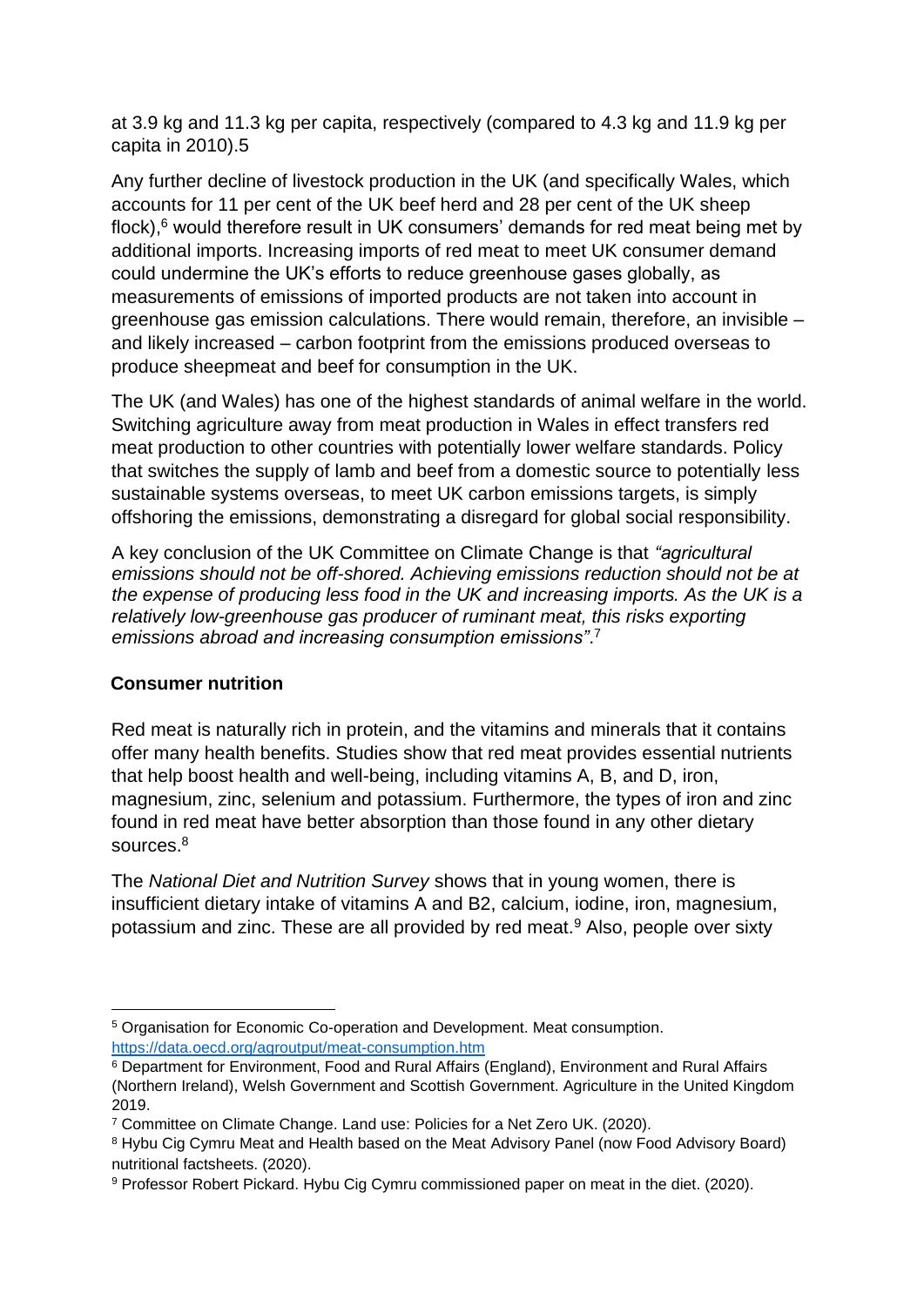at 3.9 kg and 11.3 kg per capita, respectively (compared to 4.3 kg and 11.9 kg per capita in 2010).5

Any further decline of livestock production in the UK (and specifically Wales, which accounts for 11 per cent of the UK beef herd and 28 per cent of the UK sheep flock),[6] would therefore result in UK consumers' demands for red meat being met by additional imports. Increasing imports of red meat to meet UK consumer demand could undermine the UK's efforts to reduce greenhouse gases globally, as measurements of emissions of imported products are not taken into account in greenhouse gas emission calculations. There would remain, therefore, an invisible – and likely increased – carbon footprint from the emissions produced overseas to produce sheepmeat and beef for consumption in the UK.

The UK (and Wales) has one of the highest standards of animal welfare in the world. Switching agriculture away from meat production in Wales in effect transfers red meat production to other countries with potentially lower welfare standards. Policy that switches the supply of lamb and beef from a domestic source to potentially less sustainable systems overseas, to meet UK carbon emissions targets, is simply offshoring the emissions, demonstrating a disregard for global social responsibility.

A key conclusion of the UK Committee on Climate Change is that *"agricultural emissions should not be off-shored. Achieving emissions reduction should not be at the expense of producing less food in the UK and increasing imports. As the UK is a relatively low-greenhouse gas producer of ruminant meat, this risks exporting emissions abroad and increasing consumption emissions"*.[7]

## Consumer nutrition

Red meat is naturally rich in protein, and the vitamins and minerals that it contains offer many health benefits. Studies show that red meat provides essential nutrients that help boost health and well-being, including vitamins A, B, and D, iron, magnesium, zinc, selenium and potassium. Furthermore, the types of iron and zinc found in red meat have better absorption than those found in any other dietary sources.[8]

The *National Diet and Nutrition Survey* shows that in young women, there is insufficient dietary intake of vitamins A and B2, calcium, iodine, iron, magnesium, potassium and zinc. These are all provided by red meat.[9] Also, people over sixty

---

[5] Organisation for Economic Co-operation and Development. Meat consumption. https://data.oecd.org/agroutput/meat-consumption.htm

[6] Department for Environment, Food and Rural Affairs (England), Environment and Rural Affairs (Northern Ireland), Welsh Government and Scottish Government. Agriculture in the United Kingdom 2019.

[7] Committee on Climate Change. Land use: Policies for a Net Zero UK. (2020).

[8] Hybu Cig Cymru Meat and Health based on the Meat Advisory Panel (now Food Advisory Board) nutritional factsheets. (2020).

[9] Professor Robert Pickard. Hybu Cig Cymru commissioned paper on meat in the diet. (2020).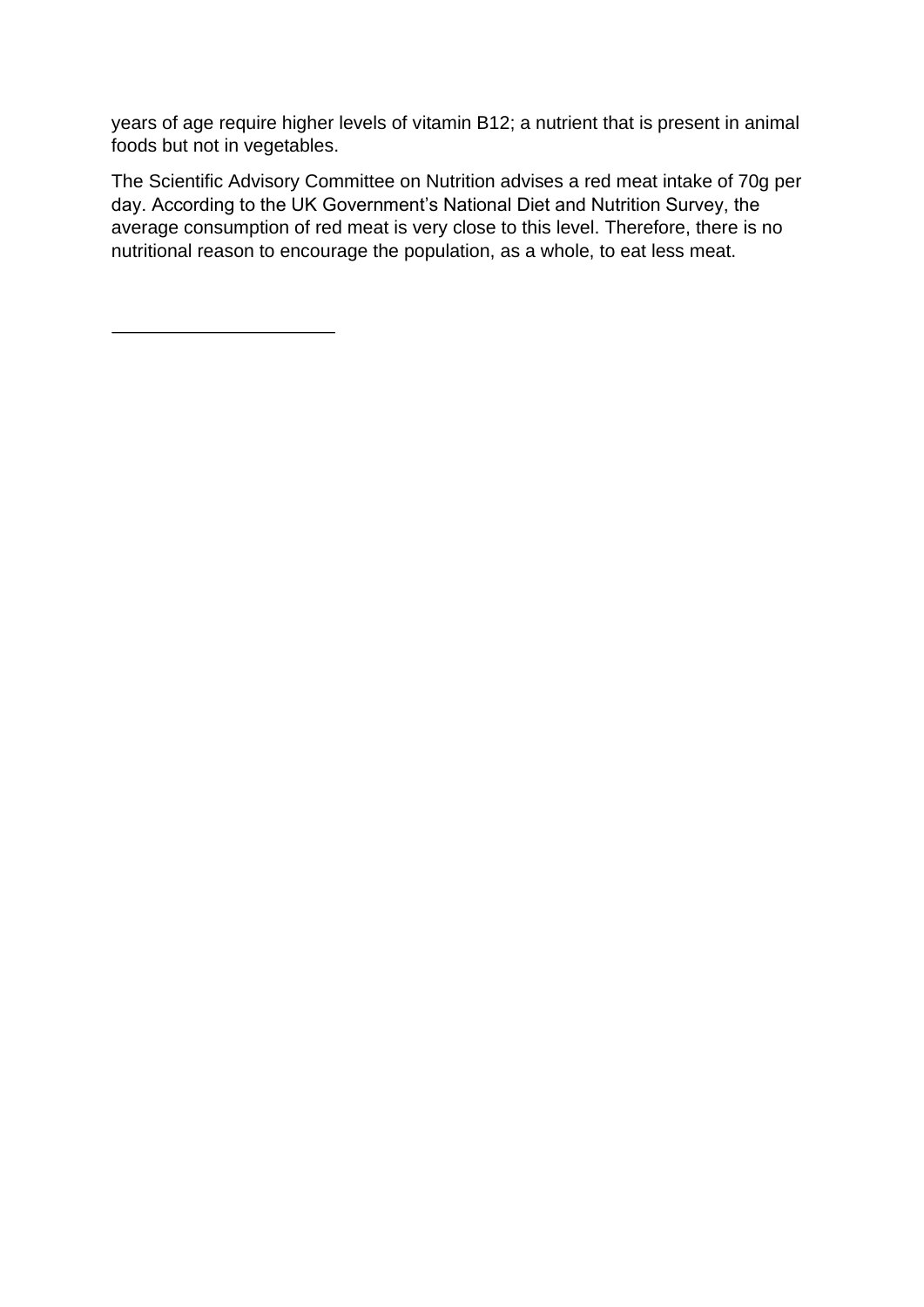years of age require higher levels of vitamin B12; a nutrient that is present in animal foods but not in vegetables.

The Scientific Advisory Committee on Nutrition advises a red meat intake of 70g per day. According to the UK Government's National Diet and Nutrition Survey, the average consumption of red meat is very close to this level. Therefore, there is no nutritional reason to encourage the population, as a whole, to eat less meat.